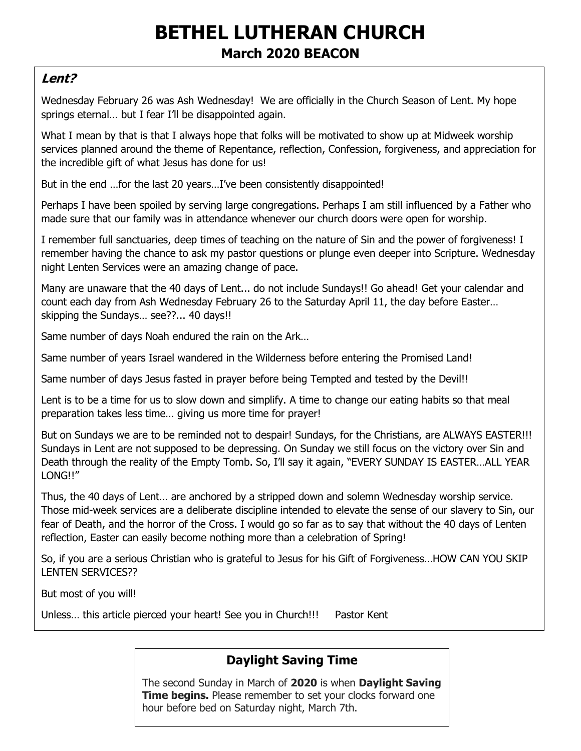# BETHEL LUTHERAN CHURCH

## March 2020 BEACON

### *Lent?*

Wednesday February 26 was Ash Wednesday! We are officially in the Church Season of Lent. My hope springs eternal… but I fear I'll be disappointed again.

What I mean by that is that I always hope that folks will be motivated to show up at Midweek worship services planned around the theme of Repentance, reflection, Confession, forgiveness, and appreciation for the incredible gift of what Jesus has done for us!

But in the end …for the last 20 years…I've been consistently disappointed!

Perhaps I have been spoiled by serving large congregations. Perhaps I am still influenced by a Father who made sure that our family was in attendance whenever our church doors were open for worship.

I remember full sanctuaries, deep times of teaching on the nature of Sin and the power of forgiveness! I remember having the chance to ask my pastor questions or plunge even deeper into Scripture. Wednesday night Lenten Services were an amazing change of pace.

Many are unaware that the 40 days of Lent... do not include Sundays!! Go ahead! Get your calendar and count each day from Ash Wednesday February 26 to the Saturday April 11, the day before Easter… skipping the Sundays… see??... 40 days!!

Same number of days Noah endured the rain on the Ark…

Same number of years Israel wandered in the Wilderness before entering the Promised Land!

Same number of days Jesus fasted in prayer before being Tempted and tested by the Devil!!

Lent is to be a time for us to slow down and simplify. A time to change our eating habits so that meal preparation takes less time… giving us more time for prayer!

But on Sundays we are to be reminded not to despair! Sundays, for the Christians, are ALWAYS EASTER!!! Sundays in Lent are not supposed to be depressing. On Sunday we still focus on the victory over Sin and Death through the reality of the Empty Tomb. So, I'll say it again, "EVERY SUNDAY IS EASTER…ALL YEAR LONG!!"

Thus, the 40 days of Lent… are anchored by a stripped down and solemn Wednesday worship service. Those mid-week services are a deliberate discipline intended to elevate the sense of our slavery to Sin, our fear of Death, and the horror of the Cross. I would go so far as to say that without the 40 days of Lenten reflection, Easter can easily become nothing more than a celebration of Spring!

So, if you are a serious Christian who is grateful to Jesus for his Gift of Forgiveness…HOW CAN YOU SKIP LENTEN SERVICES??

But most of you will!

Unless… this article pierced your heart! See you in Church!!! Pastor Kent

### Daylight Saving Time

The second Sunday in March of **2020** is when **Daylight Saving Time begins.** Please remember to set your clocks forward one hour before bed on Saturday night, March 7th.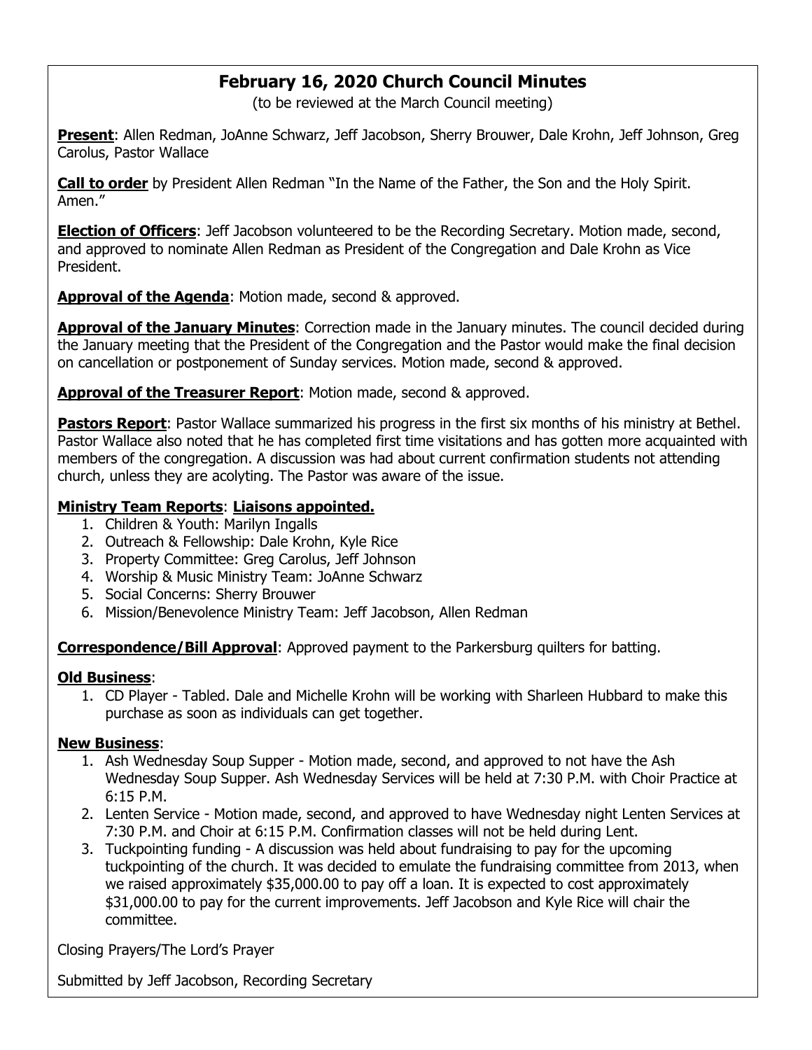# February 16, 2020 Church Council Minutes

(to be reviewed at the March Council meeting)

**Present**: Allen Redman, JoAnne Schwarz, Jeff Jacobson, Sherry Brouwer, Dale Krohn, Jeff Johnson, Greg Carolus, Pastor Wallace

**Call to order** by President Allen Redman "In the Name of the Father, the Son and the Holy Spirit. Amen."

**Election of Officers**: Jeff Jacobson volunteered to be the Recording Secretary. Motion made, second, and approved to nominate Allen Redman as President of the Congregation and Dale Krohn as Vice President.

**Approval of the Agenda**: Motion made, second & approved.

**Approval of the January Minutes**: Correction made in the January minutes. The council decided during the January meeting that the President of the Congregation and the Pastor would make the final decision on cancellation or postponement of Sunday services. Motion made, second & approved.

**Approval of the Treasurer Report**: Motion made, second & approved.

**Pastors Report**: Pastor Wallace summarized his progress in the first six months of his ministry at Bethel. Pastor Wallace also noted that he has completed first time visitations and has gotten more acquainted with members of the congregation. A discussion was had about current confirmation students not attending church, unless they are acolyting. The Pastor was aware of the issue.

**Ministry Team Reports**: **Liaisons appointed.**

1. Children & Youth: Marilyn Ingalls
2. Outreach & Fellowship: Dale Krohn, Kyle Rice
3. Property Committee: Greg Carolus, Jeff Johnson
4. Worship & Music Ministry Team: JoAnne Schwarz
5. Social Concerns: Sherry Brouwer
6. Mission/Benevolence Ministry Team: Jeff Jacobson, Allen Redman

**Correspondence/Bill Approval**: Approved payment to the Parkersburg quilters for batting.

**Old Business**:

1. CD Player - Tabled. Dale and Michelle Krohn will be working with Sharleen Hubbard to make this purchase as soon as individuals can get together.

**New Business**:

1. Ash Wednesday Soup Supper - Motion made, second, and approved to not have the Ash Wednesday Soup Supper. Ash Wednesday Services will be held at 7:30 P.M. with Choir Practice at 6:15 P.M.
2. Lenten Service - Motion made, second, and approved to have Wednesday night Lenten Services at 7:30 P.M. and Choir at 6:15 P.M. Confirmation classes will not be held during Lent.
3. Tuckpointing funding - A discussion was held about fundraising to pay for the upcoming tuckpointing of the church. It was decided to emulate the fundraising committee from 2013, when we raised approximately $35,000.00 to pay off a loan. It is expected to cost approximately $31,000.00 to pay for the current improvements. Jeff Jacobson and Kyle Rice will chair the committee.

Closing Prayers/The Lord's Prayer

Submitted by Jeff Jacobson, Recording Secretary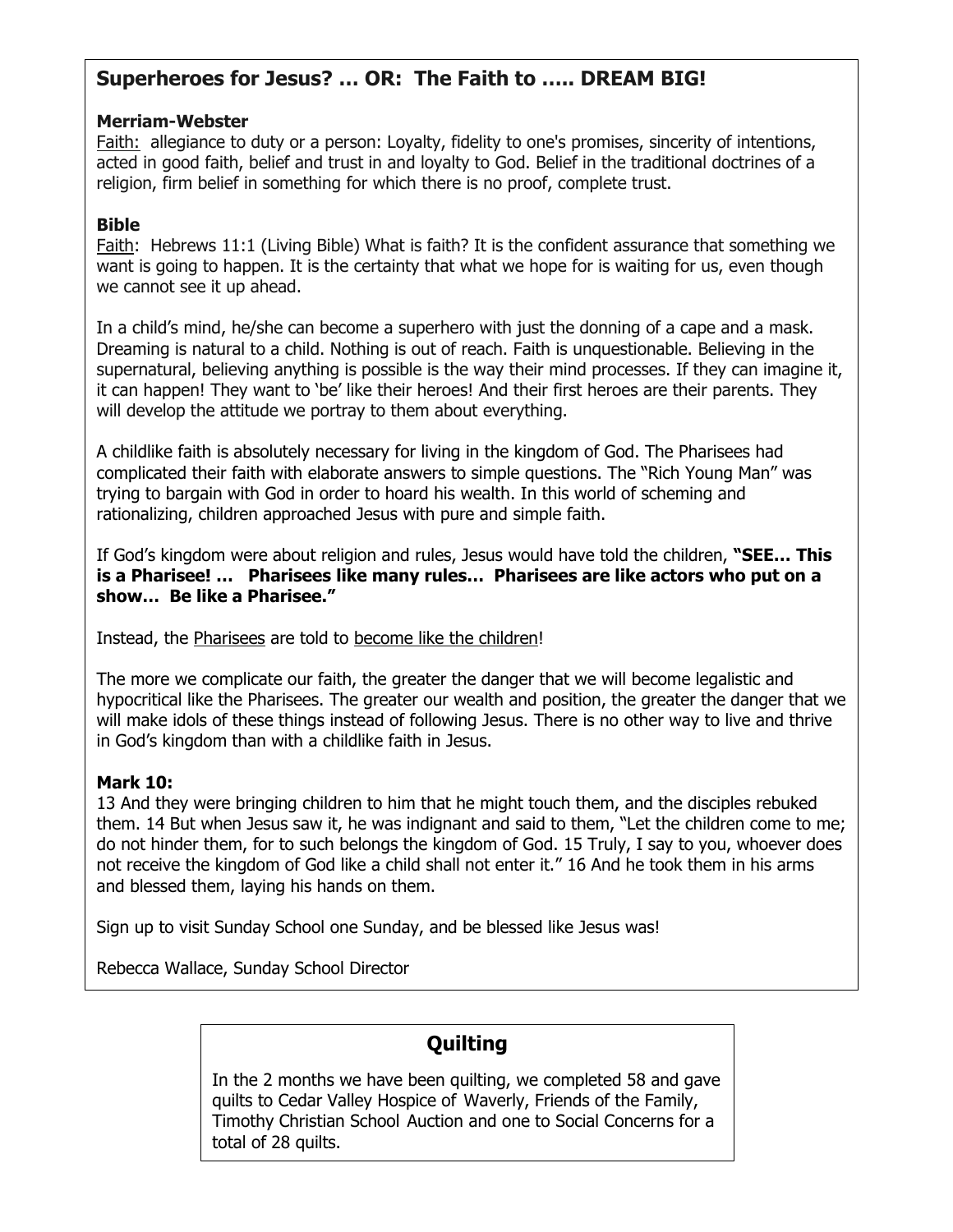## Superheroes for Jesus? … OR: The Faith to ….. DREAM BIG!

**Merriam-Webster**

Faith: allegiance to duty or a person: Loyalty, fidelity to one's promises, sincerity of intentions, acted in good faith, belief and trust in and loyalty to God. Belief in the traditional doctrines of a religion, firm belief in something for which there is no proof, complete trust.

**Bible**

Faith: Hebrews 11:1 (Living Bible) What is faith? It is the confident assurance that something we want is going to happen. It is the certainty that what we hope for is waiting for us, even though we cannot see it up ahead.

In a child's mind, he/she can become a superhero with just the donning of a cape and a mask. Dreaming is natural to a child. Nothing is out of reach. Faith is unquestionable. Believing in the supernatural, believing anything is possible is the way their mind processes. If they can imagine it, it can happen! They want to 'be' like their heroes! And their first heroes are their parents. They will develop the attitude we portray to them about everything.

A childlike faith is absolutely necessary for living in the kingdom of God. The Pharisees had complicated their faith with elaborate answers to simple questions. The "Rich Young Man" was trying to bargain with God in order to hoard his wealth. In this world of scheming and rationalizing, children approached Jesus with pure and simple faith.

If God's kingdom were about religion and rules, Jesus would have told the children, **"SEE… This is a Pharisee! … Pharisees like many rules… Pharisees are like actors who put on a show… Be like a Pharisee."**

Instead, the Pharisees are told to become like the children!

The more we complicate our faith, the greater the danger that we will become legalistic and hypocritical like the Pharisees. The greater our wealth and position, the greater the danger that we will make idols of these things instead of following Jesus. There is no other way to live and thrive in God's kingdom than with a childlike faith in Jesus.

**Mark 10:**

13 And they were bringing children to him that he might touch them, and the disciples rebuked them. 14 But when Jesus saw it, he was indignant and said to them, "Let the children come to me; do not hinder them, for to such belongs the kingdom of God. 15 Truly, I say to you, whoever does not receive the kingdom of God like a child shall not enter it." 16 And he took them in his arms and blessed them, laying his hands on them.

Sign up to visit Sunday School one Sunday, and be blessed like Jesus was!

Rebecca Wallace, Sunday School Director

## Quilting

In the 2 months we have been quilting, we completed 58 and gave quilts to Cedar Valley Hospice of Waverly, Friends of the Family, Timothy Christian School Auction and one to Social Concerns for a total of 28 quilts.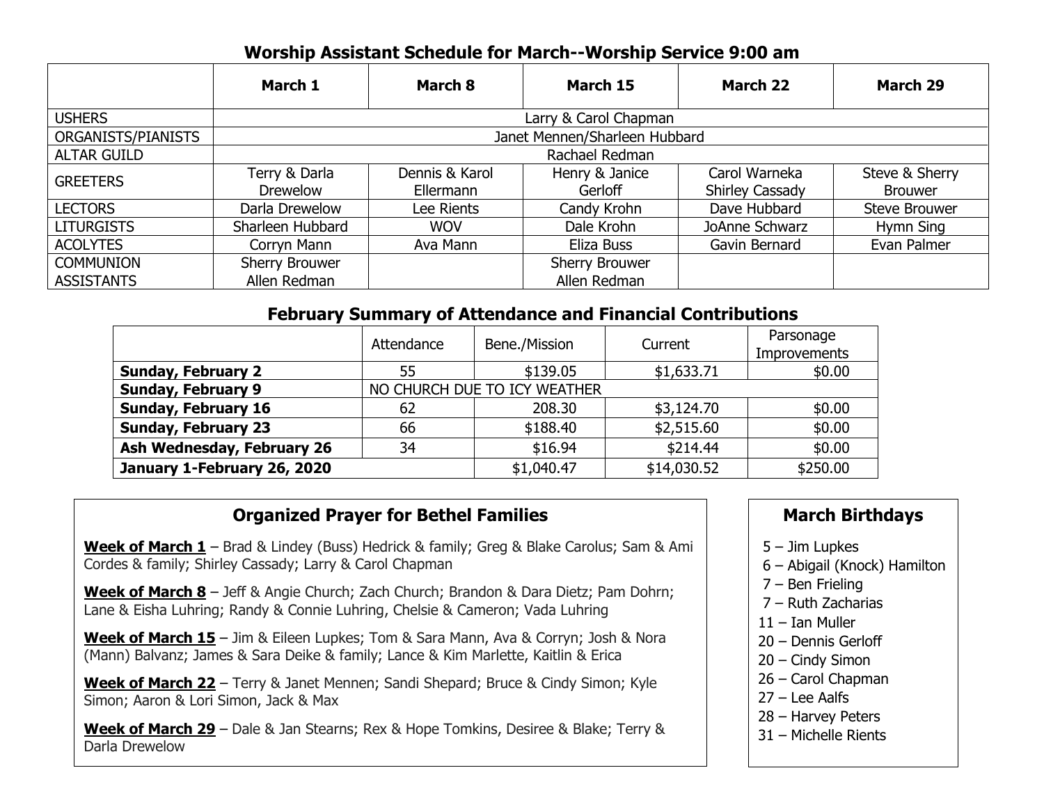## Worship Assistant Schedule for March--Worship Service 9:00 am

| | March 1 | March 8 | March 15 | March 22 | March 29 |
|---|---|---|---|---|---|
| USHERS | Larry & Carol Chapman | | | | |
| ORGANISTS/PIANISTS | Janet Mennen/Sharleen Hubbard | | | | |
| ALTAR GUILD | Rachael Redman | | | | |
| GREETERS | Terry & Darla Drewelow | Dennis & Karol Ellermann | Henry & Janice Gerloff | Carol Warneka Shirley Cassady | Steve & Sherry Brouwer |
| LECTORS | Darla Drewelow | Lee Rients | Candy Krohn | Dave Hubbard | Steve Brouwer |
| LITURGISTS | Sharleen Hubbard | WOV | Dale Krohn | JoAnne Schwarz | Hymn Sing |
| ACOLYTES | Corryn Mann | Ava Mann | Eliza Buss | Gavin Bernard | Evan Palmer |
| COMMUNION ASSISTANTS | Sherry Brouwer Allen Redman | | Sherry Brouwer Allen Redman | | |

## February Summary of Attendance and Financial Contributions

| | Attendance | Bene./Mission | Current | Parsonage Improvements |
|---|---|---|---|---|
| **Sunday, February 2** | 55 | $139.05 | $1,633.71 | $0.00 |
| **Sunday, February 9** | NO CHURCH DUE TO ICY WEATHER | | | |
| **Sunday, February 16** | 62 | 208.30 | $3,124.70 | $0.00 |
| **Sunday, February 23** | 66 | $188.40 | $2,515.60 | $0.00 |
| **Ash Wednesday, February 26** | 34 | $16.94 | $214.44 | $0.00 |
| **January 1-February 26, 2020** | | $1,040.47 | $14,030.52 | $250.00 |

## Organized Prayer for Bethel Families

**Week of March 1** – Brad & Lindey (Buss) Hedrick & family; Greg & Blake Carolus; Sam & Ami Cordes & family; Shirley Cassady; Larry & Carol Chapman

**Week of March 8** – Jeff & Angie Church; Zach Church; Brandon & Dara Dietz; Pam Dohrn; Lane & Eisha Luhring; Randy & Connie Luhring, Chelsie & Cameron; Vada Luhring

**Week of March 15** – Jim & Eileen Lupkes; Tom & Sara Mann, Ava & Corryn; Josh & Nora (Mann) Balvanz; James & Sara Deike & family; Lance & Kim Marlette, Kaitlin & Erica

**Week of March 22** – Terry & Janet Mennen; Sandi Shepard; Bruce & Cindy Simon; Kyle Simon; Aaron & Lori Simon, Jack & Max

**Week of March 29** – Dale & Jan Stearns; Rex & Hope Tomkins, Desiree & Blake; Terry & Darla Drewelow

## March Birthdays

5 – Jim Lupkes
6 – Abigail (Knock) Hamilton
7 – Ben Frieling
7 – Ruth Zacharias
11 – Ian Muller
20 – Dennis Gerloff
20 – Cindy Simon
26 – Carol Chapman
27 – Lee Aalfs
28 – Harvey Peters
31 – Michelle Rients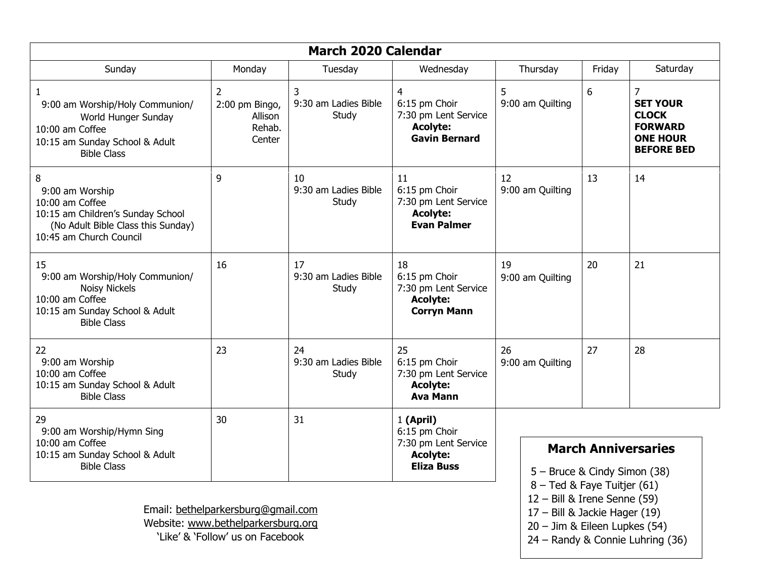# March 2020 Calendar

| Sunday | Monday | Tuesday | Wednesday | Thursday | Friday | Saturday |
|---|---|---|---|---|---|---|
| 1<br>9:00 am Worship/Holy Communion/ World Hunger Sunday<br>10:00 am Coffee<br>10:15 am Sunday School & Adult Bible Class | 2<br>2:00 pm Bingo, Allison Rehab. Center | 3<br>9:30 am Ladies Bible Study | 4<br>6:15 pm Choir<br>7:30 pm Lent Service<br>**Acolyte: Gavin Bernard** | 5<br>9:00 am Quilting | 6 | 7<br>**SET YOUR CLOCK FORWARD ONE HOUR BEFORE BED** |
| 8<br>9:00 am Worship<br>10:00 am Coffee<br>10:15 am Children's Sunday School (No Adult Bible Class this Sunday)<br>10:45 am Church Council | 9 | 10<br>9:30 am Ladies Bible Study | 11<br>6:15 pm Choir<br>7:30 pm Lent Service<br>**Acolyte: Evan Palmer** | 12<br>9:00 am Quilting | 13 | 14 |
| 15<br>9:00 am Worship/Holy Communion/ Noisy Nickels<br>10:00 am Coffee<br>10:15 am Sunday School & Adult Bible Class | 16 | 17<br>9:30 am Ladies Bible Study | 18<br>6:15 pm Choir<br>7:30 pm Lent Service<br>**Acolyte: Corryn Mann** | 19<br>9:00 am Quilting | 20 | 21 |
| 22<br>9:00 am Worship<br>10:00 am Coffee<br>10:15 am Sunday School & Adult Bible Class | 23 | 24<br>9:30 am Ladies Bible Study | 25<br>6:15 pm Choir<br>7:30 pm Lent Service<br>**Acolyte: Ava Mann** | 26<br>9:00 am Quilting | 27 | 28 |
| 29<br>9:00 am Worship/Hymn Sing<br>10:00 am Coffee<br>10:15 am Sunday School & Adult Bible Class | 30 | 31 | 1 **(April)**<br>6:15 pm Choir<br>7:30 pm Lent Service<br>**Acolyte: Eliza Buss** | | | |

## March Anniversaries

5 – Bruce & Cindy Simon (38)
8 – Ted & Faye Tuitjer (61)
12 – Bill & Irene Senne (59)
17 – Bill & Jackie Hager (19)
20 – Jim & Eileen Lupkes (54)
24 – Randy & Connie Luhring (36)

Email: bethelparkersburg@gmail.com
Website: www.bethelparkersburg.org
'Like' & 'Follow' us on Facebook